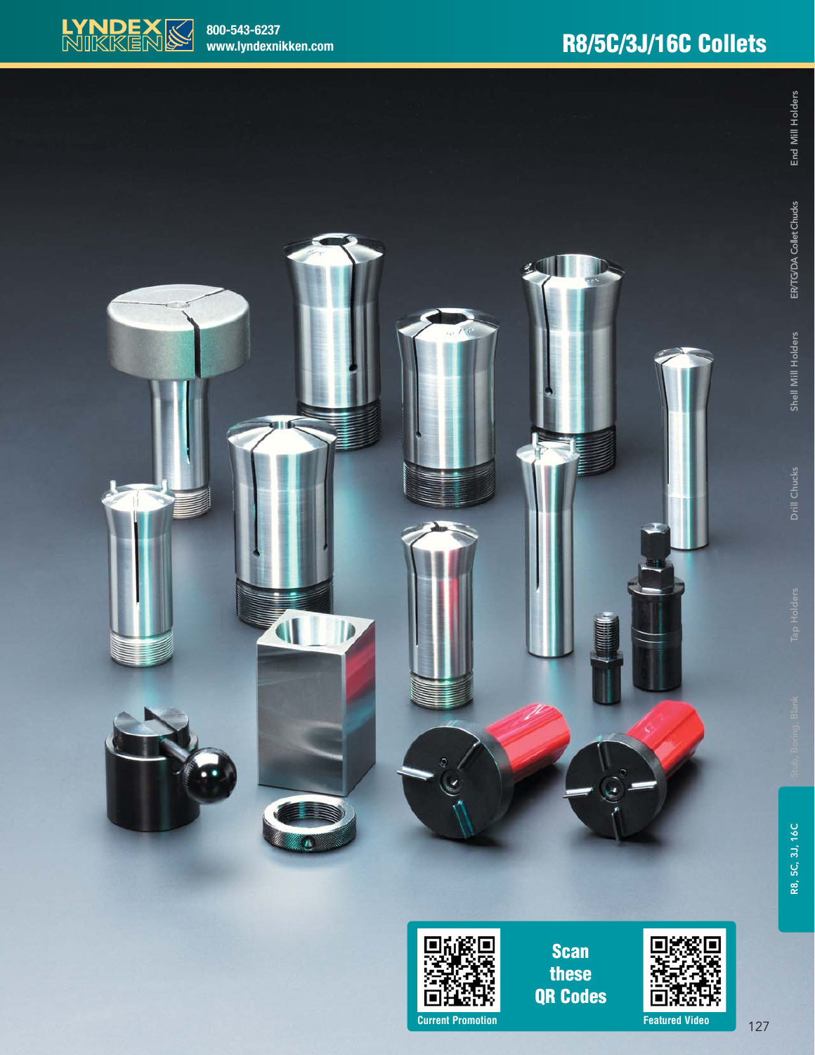# R8/5C/3J/16C Collets

**Scan these QR Codes**

**Current Promotion**

**Featured Video**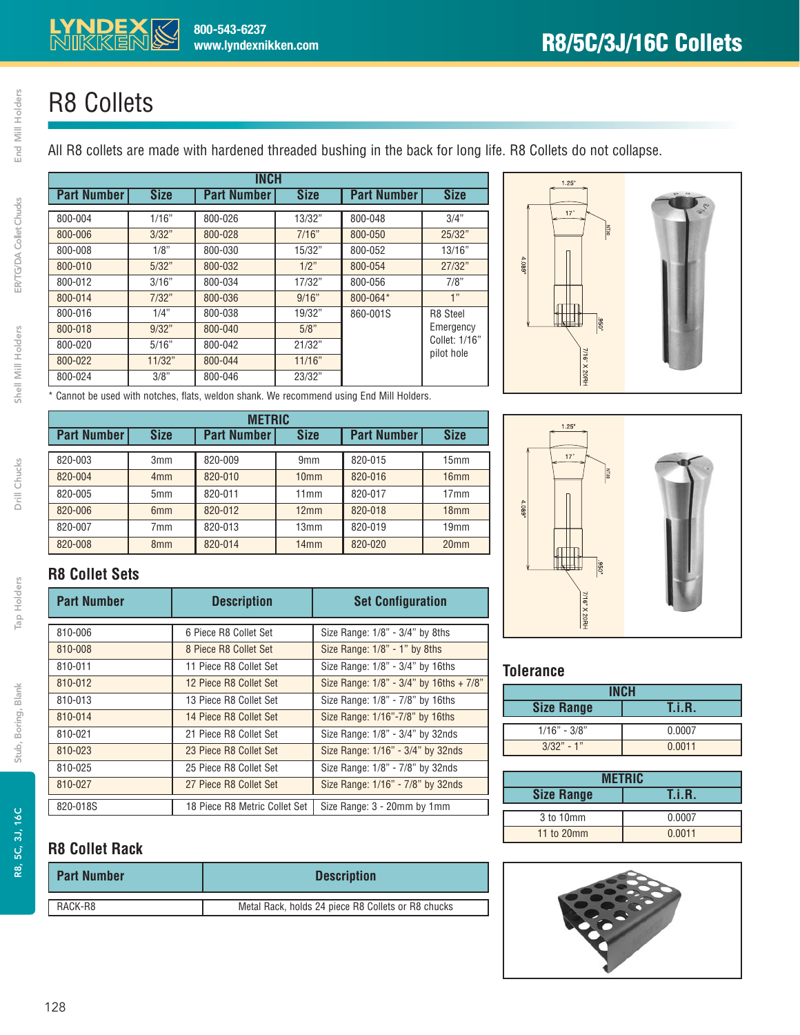# R8 Collets

All R8 collets are made with hardened threaded bushing in the back for long life. R8 Collets do not collapse.

| INCH | | | | | |
|---|---|---|---|---|---|
| **Part Number** | **Size** | **Part Number** | **Size** | **Part Number** | **Size** |
| 800-004 | 1/16" | 800-026 | 13/32" | 800-048 | 3/4" |
| 800-006 | 3/32" | 800-028 | 7/16" | 800-050 | 25/32" |
| 800-008 | 1/8" | 800-030 | 15/32" | 800-052 | 13/16" |
| 800-010 | 5/32" | 800-032 | 1/2" | 800-054 | 27/32" |
| 800-012 | 3/16" | 800-034 | 17/32" | 800-056 | 7/8" |
| 800-014 | 7/32" | 800-036 | 9/16" | 800-064* | 1" |
| 800-016 | 1/4" | 800-038 | 19/32" | 860-001S | R8 Steel Emergency Collet: 1/16" pilot hole |
| 800-018 | 9/32" | 800-040 | 5/8" | | |
| 800-020 | 5/16" | 800-042 | 21/32" | | |
| 800-022 | 11/32" | 800-044 | 11/16" | | |
| 800-024 | 3/8" | 800-046 | 23/32" | | |

\* Cannot be used with notches, flats, weldon shank. We recommend using End Mill Holders.

| METRIC | | | | | |
|---|---|---|---|---|---|
| **Part Number** | **Size** | **Part Number** | **Size** | **Part Number** | **Size** |
| 820-003 | 3mm | 820-009 | 9mm | 820-015 | 15mm |
| 820-004 | 4mm | 820-010 | 10mm | 820-016 | 16mm |
| 820-005 | 5mm | 820-011 | 11mm | 820-017 | 17mm |
| 820-006 | 6mm | 820-012 | 12mm | 820-018 | 18mm |
| 820-007 | 7mm | 820-013 | 13mm | 820-019 | 19mm |
| 820-008 | 8mm | 820-014 | 14mm | 820-020 | 20mm |

1.25"

17˚

4.089"

.950"

7/16" X 20RH

## R8 Collet Sets

| Part Number | Description | Set Configuration |
|---|---|---|
| 810-006 | 6 Piece R8 Collet Set | Size Range: 1/8" - 3/4" by 8ths |
| 810-008 | 8 Piece R8 Collet Set | Size Range: 1/8" - 1" by 8ths |
| 810-011 | 11 Piece R8 Collet Set | Size Range: 1/8" - 3/4" by 16ths |
| 810-012 | 12 Piece R8 Collet Set | Size Range: 1/8" - 3/4" by 16ths + 7/8" |
| 810-013 | 13 Piece R8 Collet Set | Size Range: 1/8" - 7/8" by 16ths |
| 810-014 | 14 Piece R8 Collet Set | Size Range: 1/16"-7/8" by 16ths |
| 810-021 | 21 Piece R8 Collet Set | Size Range: 1/8" - 3/4" by 32nds |
| 810-023 | 23 Piece R8 Collet Set | Size Range: 1/16" - 3/4" by 32nds |
| 810-025 | 25 Piece R8 Collet Set | Size Range: 1/8" - 7/8" by 32nds |
| 810-027 | 27 Piece R8 Collet Set | Size Range: 1/16" - 7/8" by 32nds |
| 820-018S | 18 Piece R8 Metric Collet Set | Size Range: 3 - 20mm by 1mm |

## Tolerance

| INCH | |
|---|---|
| **Size Range** | **T.i.R.** |
| 1/16" - 3/8" | 0.0007 |
| 3/32" - 1" | 0.0011 |

| METRIC | |
|---|---|
| **Size Range** | **T.i.R.** |
| 3 to 10mm | 0.0007 |
| 11 to 20mm | 0.0011 |

## R8 Collet Rack

| Part Number | Description |
|---|---|
| RACK-R8 | Metal Rack, holds 24 piece R8 Collets or R8 chucks |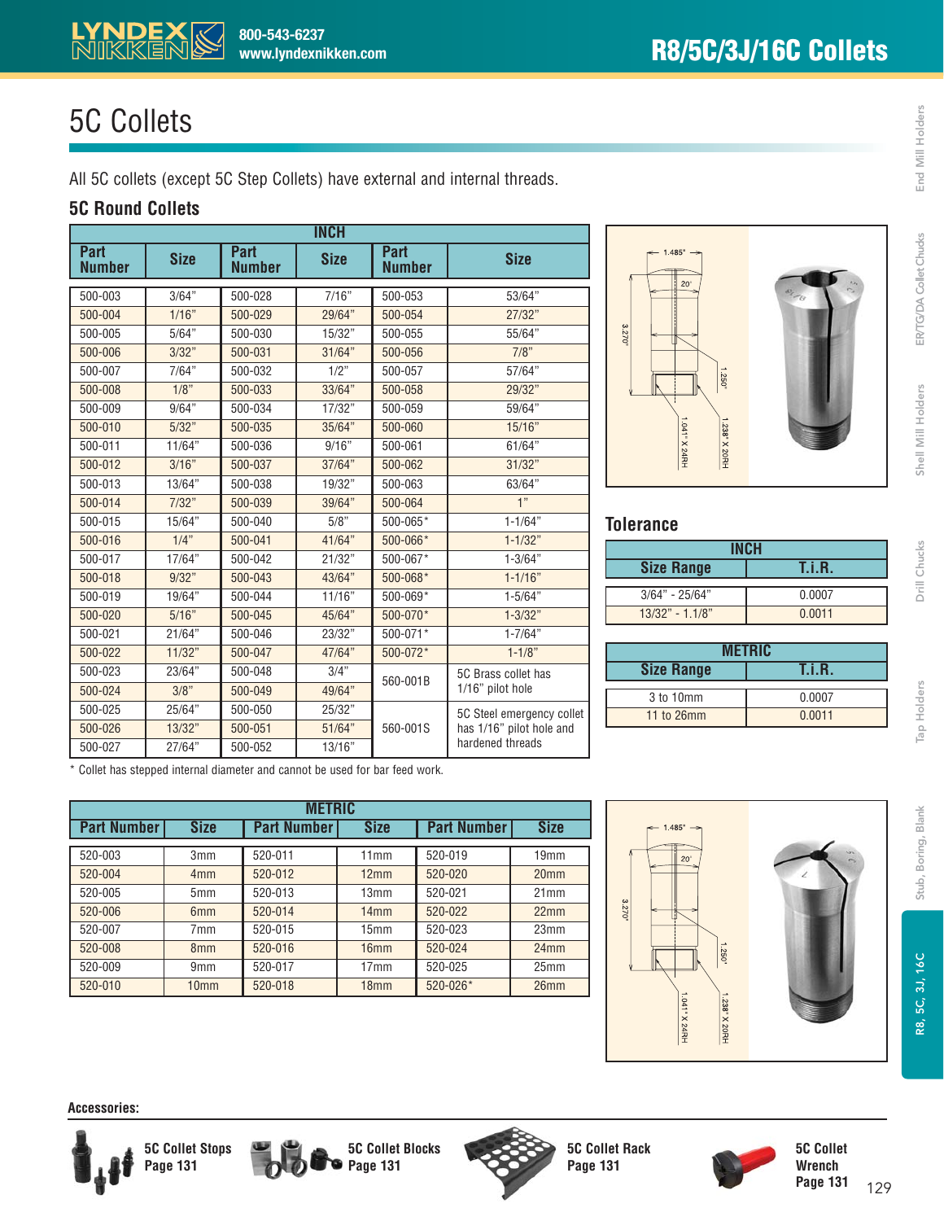# 5C Collets

All 5C collets (except 5C Step Collets) have external and internal threads.

## 5C Round Collets

| INCH | | | | | |
|---|---|---|---|---|---|
| Part Number | Size | Part Number | Size | Part Number | Size |
| 500-003 | 3/64" | 500-028 | 7/16" | 500-053 | 53/64" |
| 500-004 | 1/16" | 500-029 | 29/64" | 500-054 | 27/32" |
| 500-005 | 5/64" | 500-030 | 15/32" | 500-055 | 55/64" |
| 500-006 | 3/32" | 500-031 | 31/64" | 500-056 | 7/8" |
| 500-007 | 7/64" | 500-032 | 1/2" | 500-057 | 57/64" |
| 500-008 | 1/8" | 500-033 | 33/64" | 500-058 | 29/32" |
| 500-009 | 9/64" | 500-034 | 17/32" | 500-059 | 59/64" |
| 500-010 | 5/32" | 500-035 | 35/64" | 500-060 | 15/16" |
| 500-011 | 11/64" | 500-036 | 9/16" | 500-061 | 61/64" |
| 500-012 | 3/16" | 500-037 | 37/64" | 500-062 | 31/32" |
| 500-013 | 13/64" | 500-038 | 19/32" | 500-063 | 63/64" |
| 500-014 | 7/32" | 500-039 | 39/64" | 500-064 | 1" |
| 500-015 | 15/64" | 500-040 | 5/8" | 500-065* | 1-1/64" |
| 500-016 | 1/4" | 500-041 | 41/64" | 500-066* | 1-1/32" |
| 500-017 | 17/64" | 500-042 | 21/32" | 500-067* | 1-3/64" |
| 500-018 | 9/32" | 500-043 | 43/64" | 500-068* | 1-1/16" |
| 500-019 | 19/64" | 500-044 | 11/16" | 500-069* | 1-5/64" |
| 500-020 | 5/16" | 500-045 | 45/64" | 500-070* | 1-3/32" |
| 500-021 | 21/64" | 500-046 | 23/32" | 500-071* | 1-7/64" |
| 500-022 | 11/32" | 500-047 | 47/64" | 500-072* | 1-1/8" |
| 500-023 | 23/64" | 500-048 | 3/4" | 560-001B | 5C Brass collet has 1/16" pilot hole |
| 500-024 | 3/8" | 500-049 | 49/64" | | |
| 500-025 | 25/64" | 500-050 | 25/32" | 560-001S | 5C Steel emergency collet has 1/16" pilot hole and hardened threads |
| 500-026 | 13/32" | 500-051 | 51/64" | | |
| 500-027 | 27/64" | 500-052 | 13/16" | | |

\* Collet has stepped internal diameter and cannot be used for bar feed work.

1.485" | 20° | 3.270" | 1.250" | 1.041" X 24RH | 1.238" X 20RH

### Tolerance

| INCH | |
|---|---|
| Size Range | T.i.R. |
| 3/64" - 25/64" | 0.0007 |
| 13/32" - 1.1/8" | 0.0011 |

| METRIC | |
|---|---|
| Size Range | T.i.R. |
| 3 to 10mm | 0.0007 |
| 11 to 26mm | 0.0011 |

| METRIC | | | | | |
|---|---|---|---|---|---|
| Part Number | Size | Part Number | Size | Part Number | Size |
| 520-003 | 3mm | 520-011 | 11mm | 520-019 | 19mm |
| 520-004 | 4mm | 520-012 | 12mm | 520-020 | 20mm |
| 520-005 | 5mm | 520-013 | 13mm | 520-021 | 21mm |
| 520-006 | 6mm | 520-014 | 14mm | 520-022 | 22mm |
| 520-007 | 7mm | 520-015 | 15mm | 520-023 | 23mm |
| 520-008 | 8mm | 520-016 | 16mm | 520-024 | 24mm |
| 520-009 | 9mm | 520-017 | 17mm | 520-025 | 25mm |
| 520-010 | 10mm | 520-018 | 18mm | 520-026* | 26mm |

1.485" | 20° | 3.270" | 1.250" | 1.041" X 24RH | 1.238" X 20RH

**Accessories:**

- **5C Collet Stops** Page 131
- **5C Collet Blocks** Page 131
- **5C Collet Rack** Page 131
- **5C Collet Wrench** Page 131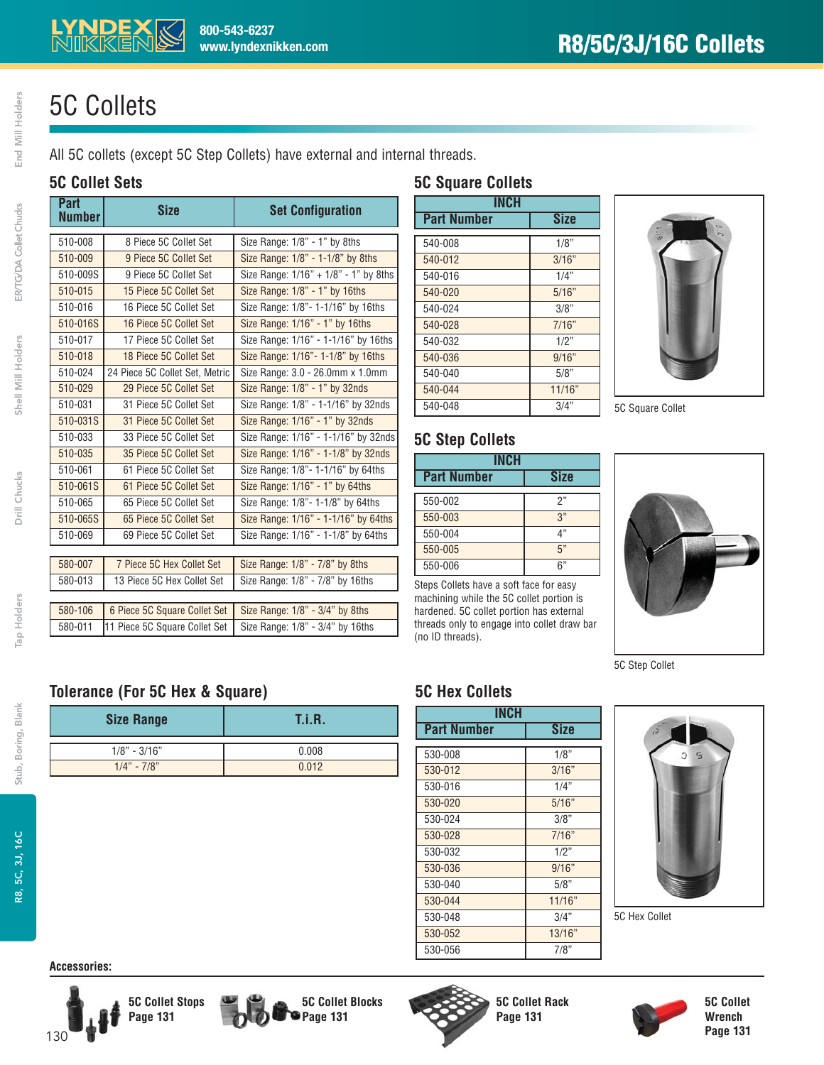# 5C Collets

All 5C collets (except 5C Step Collets) have external and internal threads.

## 5C Collet Sets

| Part Number | Size | Set Configuration |
|---|---|---|
| 510-008 | 8 Piece 5C Collet Set | Size Range: 1/8" - 1" by 8ths |
| 510-009 | 9 Piece 5C Collet Set | Size Range: 1/8" - 1-1/8" by 8ths |
| 510-009S | 9 Piece 5C Collet Set | Size Range: 1/16" + 1/8" - 1" by 8ths |
| 510-015 | 15 Piece 5C Collet Set | Size Range: 1/8" - 1" by 16ths |
| 510-016 | 16 Piece 5C Collet Set | Size Range: 1/8"- 1-1/16" by 16ths |
| 510-016S | 16 Piece 5C Collet Set | Size Range: 1/16" - 1" by 16ths |
| 510-017 | 17 Piece 5C Collet Set | Size Range: 1/16" - 1-1/16" by 16ths |
| 510-018 | 18 Piece 5C Collet Set | Size Range: 1/16"- 1-1/8" by 16ths |
| 510-024 | 24 Piece 5C Collet Set, Metric | Size Range: 3.0 - 26.0mm x 1.0mm |
| 510-029 | 29 Piece 5C Collet Set | Size Range: 1/8" - 1" by 32nds |
| 510-031 | 31 Piece 5C Collet Set | Size Range: 1/8" - 1-1/16" by 32nds |
| 510-031S | 31 Piece 5C Collet Set | Size Range: 1/16" - 1" by 32nds |
| 510-033 | 33 Piece 5C Collet Set | Size Range: 1/16" - 1-1/16" by 32nds |
| 510-035 | 35 Piece 5C Collet Set | Size Range: 1/16" - 1-1/8" by 32nds |
| 510-061 | 61 Piece 5C Collet Set | Size Range: 1/8"- 1-1/16" by 64ths |
| 510-061S | 61 Piece 5C Collet Set | Size Range: 1/16" - 1" by 64ths |
| 510-065 | 65 Piece 5C Collet Set | Size Range: 1/8"- 1-1/16" by 64ths |
| 510-065S | 65 Piece 5C Collet Set | Size Range: 1/16" - 1-1/16" by 64ths |
| 510-069 | 69 Piece 5C Collet Set | Size Range: 1/16" - 1-1/8" by 64ths |
| 580-007 | 7 Piece 5C Hex Collet Set | Size Range: 1/8" - 7/8" by 8ths |
| 580-013 | 13 Piece 5C Hex Collet Set | Size Range: 1/8" - 7/8" by 16ths |
| 580-106 | 6 Piece 5C Square Collet Set | Size Range: 1/8" - 3/4" by 8ths |
| 580-011 | 11 Piece 5C Square Collet Set | Size Range: 1/8" - 3/4" by 16ths |

## 5C Square Collets

| INCH | |
|---|---|
| Part Number | Size |
| 540-008 | 1/8" |
| 540-012 | 3/16" |
| 540-016 | 1/4" |
| 540-020 | 5/16" |
| 540-024 | 3/8" |
| 540-028 | 7/16" |
| 540-032 | 1/2" |
| 540-036 | 9/16" |
| 540-040 | 5/8" |
| 540-044 | 11/16" |
| 540-048 | 3/4" |

5C Square Collet

## 5C Step Collets

| INCH | |
|---|---|
| Part Number | Size |
| 550-002 | 2" |
| 550-003 | 3" |
| 550-004 | 4" |
| 550-005 | 5" |
| 550-006 | 6" |

Steps Collets have a soft face for easy machining while the 5C collet portion is hardened. 5C collet portion has external threads only to engage into collet draw bar (no ID threads).

5C Step Collet

## Tolerance (For 5C Hex & Square)

| Size Range | T.i.R. |
|---|---|
| 1/8" - 3/16" | 0.008 |
| 1/4" - 7/8" | 0.012 |

## 5C Hex Collets

| INCH | |
|---|---|
| Part Number | Size |
| 530-008 | 1/8" |
| 530-012 | 3/16" |
| 530-016 | 1/4" |
| 530-020 | 5/16" |
| 530-024 | 3/8" |
| 530-028 | 7/16" |
| 530-032 | 1/2" |
| 530-036 | 9/16" |
| 530-040 | 5/8" |
| 530-044 | 11/16" |
| 530-048 | 3/4" |
| 530-052 | 13/16" |
| 530-056 | 7/8" |

5C Hex Collet

**Accessories:**

- **5C Collet Stops** Page 131
- **5C Collet Blocks** Page 131
- **5C Collet Rack** Page 131
- **5C Collet Wrench** Page 131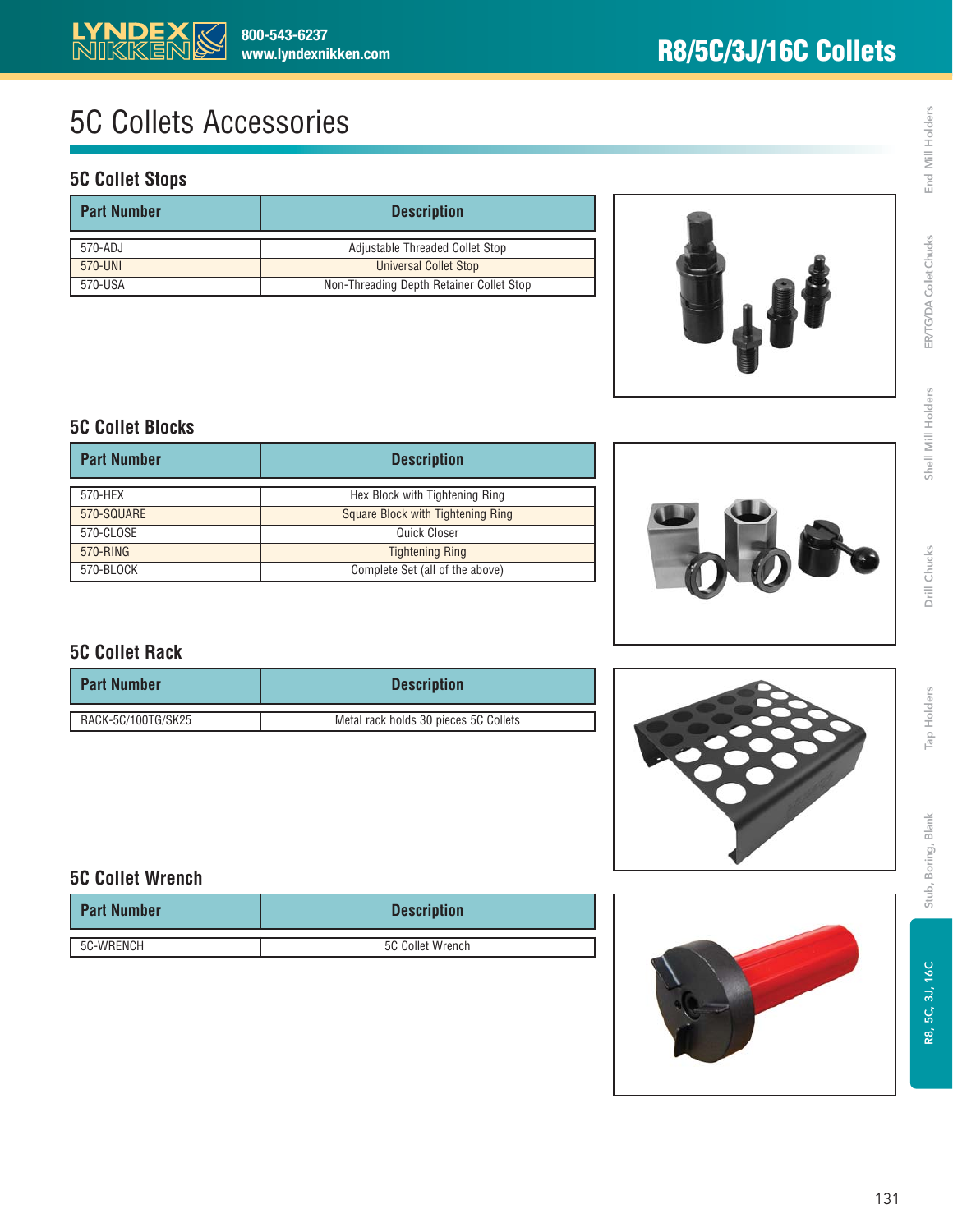# 5C Collets Accessories

## 5C Collet Stops

| Part Number | Description |
|---|---|
| 570-ADJ | Adjustable Threaded Collet Stop |
| 570-UNI | Universal Collet Stop |
| 570-USA | Non-Threading Depth Retainer Collet Stop |

## 5C Collet Blocks

| Part Number | Description |
|---|---|
| 570-HEX | Hex Block with Tightening Ring |
| 570-SQUARE | Square Block with Tightening Ring |
| 570-CLOSE | Quick Closer |
| 570-RING | Tightening Ring |
| 570-BLOCK | Complete Set (all of the above) |

## 5C Collet Rack

| Part Number | Description |
|---|---|
| RACK-5C/100TG/SK25 | Metal rack holds 30 pieces 5C Collets |

## 5C Collet Wrench

| Part Number | Description |
|---|---|
| 5C-WRENCH | 5C Collet Wrench |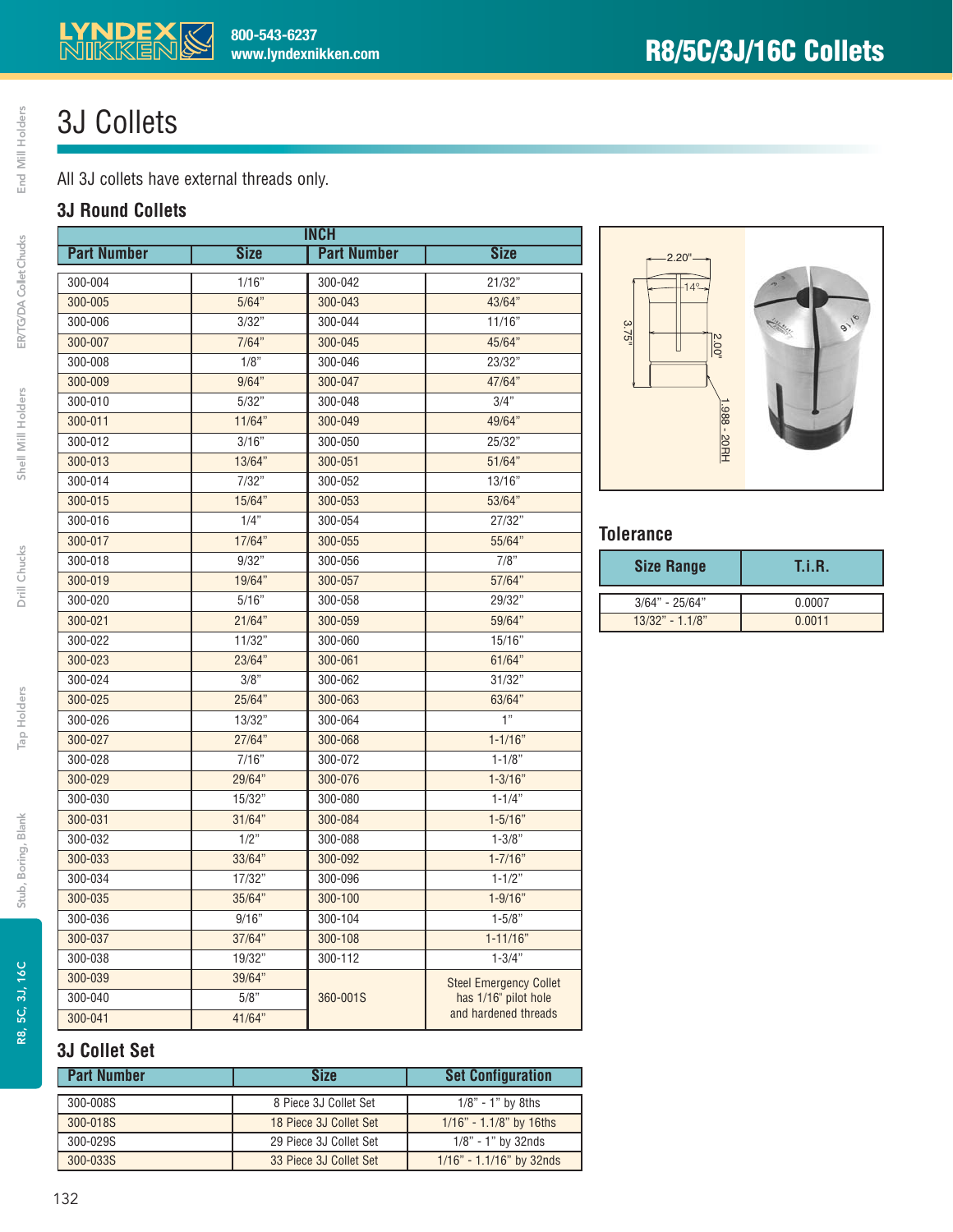# 3J Collets

All 3J collets have external threads only.

## 3J Round Collets

| INCH | | | |
|---|---|---|---|
| **Part Number** | **Size** | **Part Number** | **Size** |
| 300-004 | 1/16" | 300-042 | 21/32" |
| 300-005 | 5/64" | 300-043 | 43/64" |
| 300-006 | 3/32" | 300-044 | 11/16" |
| 300-007 | 7/64" | 300-045 | 45/64" |
| 300-008 | 1/8" | 300-046 | 23/32" |
| 300-009 | 9/64" | 300-047 | 47/64" |
| 300-010 | 5/32" | 300-048 | 3/4" |
| 300-011 | 11/64" | 300-049 | 49/64" |
| 300-012 | 3/16" | 300-050 | 25/32" |
| 300-013 | 13/64" | 300-051 | 51/64" |
| 300-014 | 7/32" | 300-052 | 13/16" |
| 300-015 | 15/64" | 300-053 | 53/64" |
| 300-016 | 1/4" | 300-054 | 27/32" |
| 300-017 | 17/64" | 300-055 | 55/64" |
| 300-018 | 9/32" | 300-056 | 7/8" |
| 300-019 | 19/64" | 300-057 | 57/64" |
| 300-020 | 5/16" | 300-058 | 29/32" |
| 300-021 | 21/64" | 300-059 | 59/64" |
| 300-022 | 11/32" | 300-060 | 15/16" |
| 300-023 | 23/64" | 300-061 | 61/64" |
| 300-024 | 3/8" | 300-062 | 31/32" |
| 300-025 | 25/64" | 300-063 | 63/64" |
| 300-026 | 13/32" | 300-064 | 1" |
| 300-027 | 27/64" | 300-068 | 1-1/16" |
| 300-028 | 7/16" | 300-072 | 1-1/8" |
| 300-029 | 29/64" | 300-076 | 1-3/16" |
| 300-030 | 15/32" | 300-080 | 1-1/4" |
| 300-031 | 31/64" | 300-084 | 1-5/16" |
| 300-032 | 1/2" | 300-088 | 1-3/8" |
| 300-033 | 33/64" | 300-092 | 1-7/16" |
| 300-034 | 17/32" | 300-096 | 1-1/2" |
| 300-035 | 35/64" | 300-100 | 1-9/16" |
| 300-036 | 9/16" | 300-104 | 1-5/8" |
| 300-037 | 37/64" | 300-108 | 1-11/16" |
| 300-038 | 19/32" | 300-112 | 1-3/4" |
| 300-039 | 39/64" | 360-001S | Steel Emergency Collet has 1/16" pilot hole and hardened threads |
| 300-040 | 5/8" | | |
| 300-041 | 41/64" | | |

2.20" — 14° — 3.75" — 2.00" — 1.988 - 20RH

## Tolerance

| Size Range | T.I.R. |
|---|---|
| 3/64" - 25/64" | 0.0007 |
| 13/32" - 1.1/8" | 0.0011 |

## 3J Collet Set

| Part Number | Size | Set Configuration |
|---|---|---|
| 300-008S | 8 Piece 3J Collet Set | 1/8" - 1" by 8ths |
| 300-018S | 18 Piece 3J Collet Set | 1/16" - 1.1/8" by 16ths |
| 300-029S | 29 Piece 3J Collet Set | 1/8" - 1" by 32nds |
| 300-033S | 33 Piece 3J Collet Set | 1/16" - 1.1/16" by 32nds |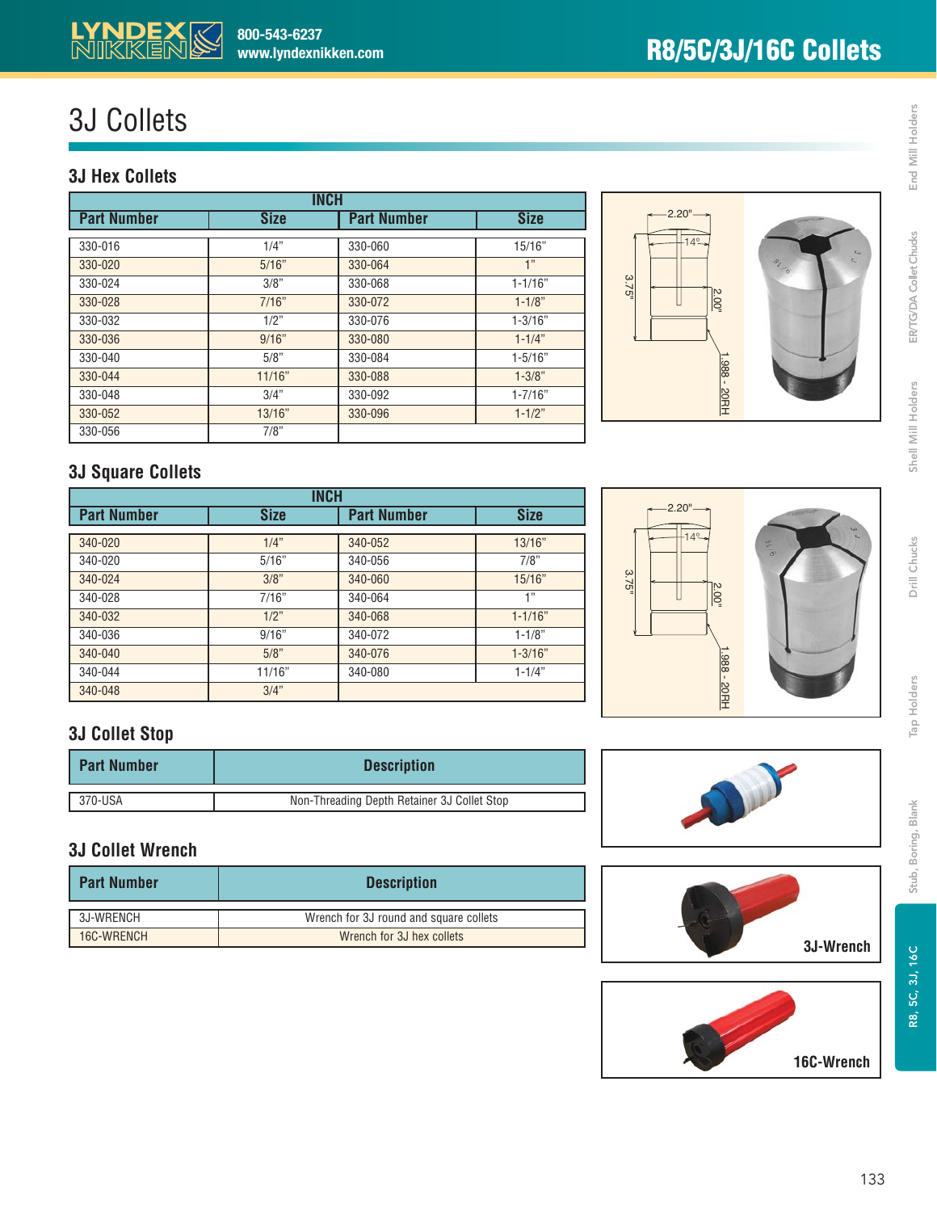# 3J Collets

## 3J Hex Collets

| INCH | | | |
|---|---|---|---|
| **Part Number** | **Size** | **Part Number** | **Size** |
| 330-016 | 1/4" | 330-060 | 15/16" |
| 330-020 | 5/16" | 330-064 | 1" |
| 330-024 | 3/8" | 330-068 | 1-1/16" |
| 330-028 | 7/16" | 330-072 | 1-1/8" |
| 330-032 | 1/2" | 330-076 | 1-3/16" |
| 330-036 | 9/16" | 330-080 | 1-1/4" |
| 330-040 | 5/8" | 330-084 | 1-5/16" |
| 330-044 | 11/16" | 330-088 | 1-3/8" |
| 330-048 | 3/4" | 330-092 | 1-7/16" |
| 330-052 | 13/16" | 330-096 | 1-1/2" |
| 330-056 | 7/8" | | |

2.20" | 14° | 3.75" | 2.00" | 1.988 - 20RH

## 3J Square Collets

| INCH | | | |
|---|---|---|---|
| **Part Number** | **Size** | **Part Number** | **Size** |
| 340-020 | 1/4" | 340-052 | 13/16" |
| 340-020 | 5/16" | 340-056 | 7/8" |
| 340-024 | 3/8" | 340-060 | 15/16" |
| 340-028 | 7/16" | 340-064 | 1" |
| 340-032 | 1/2" | 340-068 | 1-1/16" |
| 340-036 | 9/16" | 340-072 | 1-1/8" |
| 340-040 | 5/8" | 340-076 | 1-3/16" |
| 340-044 | 11/16" | 340-080 | 1-1/4" |
| 340-048 | 3/4" | | |

2.20" | 14° | 3.75" | 2.00" | 1.988 - 20RH

## 3J Collet Stop

| Part Number | Description |
|---|---|
| 370-USA | Non-Threading Depth Retainer 3J Collet Stop |

## 3J Collet Wrench

| Part Number | Description |
|---|---|
| 3J-WRENCH | Wrench for 3J round and square collets |
| 16C-WRENCH | Wrench for 3J hex collets |

3J-Wrench

16C-Wrench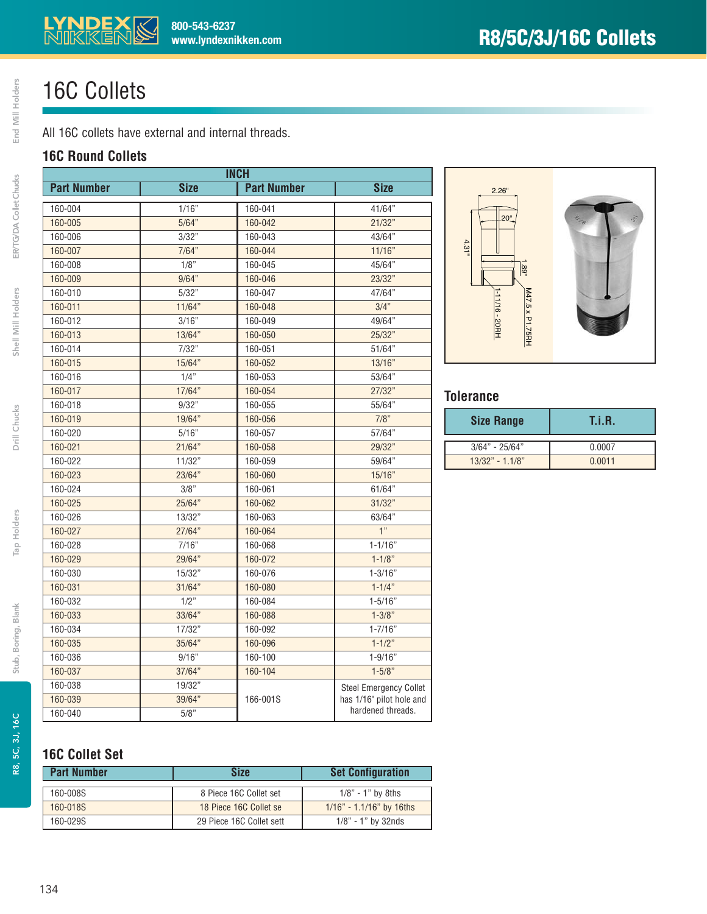# 16C Collets

All 16C collets have external and internal threads.

## 16C Round Collets

| INCH | | | |
|---|---|---|---|
| **Part Number** | **Size** | **Part Number** | **Size** |
| 160-004 | 1/16" | 160-041 | 41/64" |
| 160-005 | 5/64" | 160-042 | 21/32" |
| 160-006 | 3/32" | 160-043 | 43/64" |
| 160-007 | 7/64" | 160-044 | 11/16" |
| 160-008 | 1/8" | 160-045 | 45/64" |
| 160-009 | 9/64" | 160-046 | 23/32" |
| 160-010 | 5/32" | 160-047 | 47/64" |
| 160-011 | 11/64" | 160-048 | 3/4" |
| 160-012 | 3/16" | 160-049 | 49/64" |
| 160-013 | 13/64" | 160-050 | 25/32" |
| 160-014 | 7/32" | 160-051 | 51/64" |
| 160-015 | 15/64" | 160-052 | 13/16" |
| 160-016 | 1/4" | 160-053 | 53/64" |
| 160-017 | 17/64" | 160-054 | 27/32" |
| 160-018 | 9/32" | 160-055 | 55/64" |
| 160-019 | 19/64" | 160-056 | 7/8" |
| 160-020 | 5/16" | 160-057 | 57/64" |
| 160-021 | 21/64" | 160-058 | 29/32" |
| 160-022 | 11/32" | 160-059 | 59/64" |
| 160-023 | 23/64" | 160-060 | 15/16" |
| 160-024 | 3/8" | 160-061 | 61/64" |
| 160-025 | 25/64" | 160-062 | 31/32" |
| 160-026 | 13/32" | 160-063 | 63/64" |
| 160-027 | 27/64" | 160-064 | 1" |
| 160-028 | 7/16" | 160-068 | 1-1/16" |
| 160-029 | 29/64" | 160-072 | 1-1/8" |
| 160-030 | 15/32" | 160-076 | 1-3/16" |
| 160-031 | 31/64" | 160-080 | 1-1/4" |
| 160-032 | 1/2" | 160-084 | 1-5/16" |
| 160-033 | 33/64" | 160-088 | 1-3/8" |
| 160-034 | 17/32" | 160-092 | 1-7/16" |
| 160-035 | 35/64" | 160-096 | 1-1/2" |
| 160-036 | 9/16" | 160-100 | 1-9/16" |
| 160-037 | 37/64" | 160-104 | 1-5/8" |
| 160-038 | 19/32" | 166-001S | Steel Emergency Collet has 1/16" pilot hole and hardened threads. |
| 160-039 | 39/64" | | |
| 160-040 | 5/8" | | |

2.26"
20°
4.31"
1.89"
1-1/16 - 20RH
M47.5 x P1.75RH

## Tolerance

| Size Range | T.i.R. |
|---|---|
| 3/64" - 25/64" | 0.0007 |
| 13/32" - 1.1/8" | 0.0011 |

## 16C Collet Set

| Part Number | Size | Set Configuration |
|---|---|---|
| 160-008S | 8 Piece 16C Collet set | 1/8" - 1" by 8ths |
| 160-018S | 18 Piece 16C Collet se | 1/16" - 1.1/16" by 16ths |
| 160-029S | 29 Piece 16C Collet sett | 1/8" - 1" by 32nds |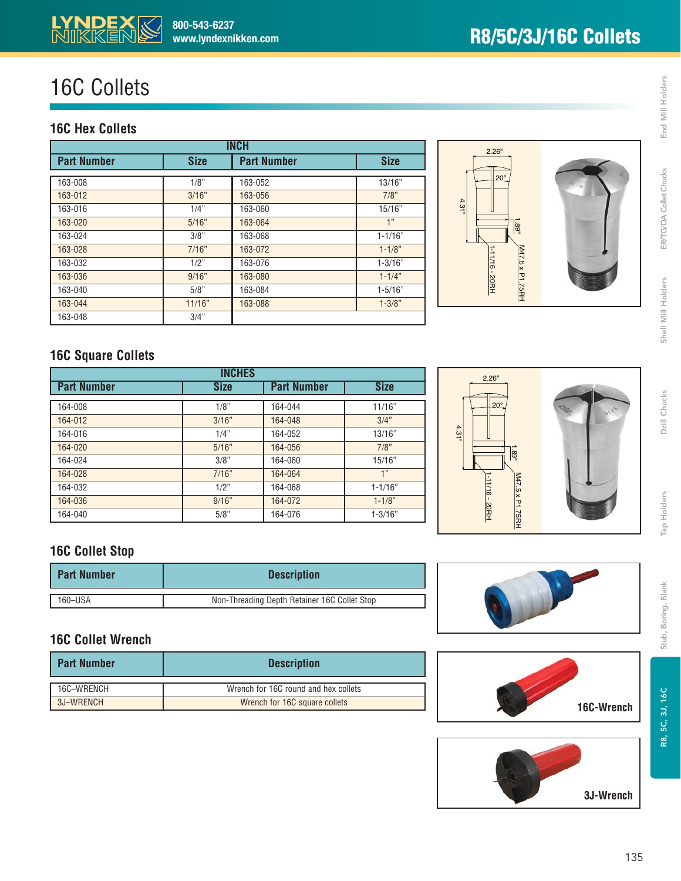# 16C Collets

## 16C Hex Collets

| INCH | | | |
|---|---|---|---|
| **Part Number** | **Size** | **Part Number** | **Size** |
| 163-008 | 1/8" | 163-052 | 13/16" |
| 163-012 | 3/16" | 163-056 | 7/8" |
| 163-016 | 1/4" | 163-060 | 15/16" |
| 163-020 | 5/16" | 163-064 | 1" |
| 163-024 | 3/8" | 163-068 | 1-1/16" |
| 163-028 | 7/16" | 163-072 | 1-1/8" |
| 163-032 | 1/2" | 163-076 | 1-3/16" |
| 163-036 | 9/16" | 163-080 | 1-1/4" |
| 163-040 | 5/8" | 163-084 | 1-5/16" |
| 163-044 | 11/16" | 163-088 | 1-3/8" |
| 163-048 | 3/4" | | |

2.26"
20°
4.31"
1.89"
1-11/16 - 20RH
M47.5 x P1.75RH

## 16C Square Collets

| INCHES | | | |
|---|---|---|---|
| **Part Number** | **Size** | **Part Number** | **Size** |
| 164-008 | 1/8" | 164-044 | 11/16" |
| 164-012 | 3/16" | 164-048 | 3/4" |
| 164-016 | 1/4" | 164-052 | 13/16" |
| 164-020 | 5/16" | 164-056 | 7/8" |
| 164-024 | 3/8" | 164-060 | 15/16" |
| 164-028 | 7/16" | 164-064 | 1" |
| 164-032 | 1/2" | 164-068 | 1-1/16" |
| 164-036 | 9/16" | 164-072 | 1-1/8" |
| 164-040 | 5/8" | 164-076 | 1-3/16" |

2.26"
20°
4.31"
1.89"
1-11/16 - 20RH
M47.5 x P1.75RH

## 16C Collet Stop

| Part Number | Description |
|---|---|
| 160–USA | Non-Threading Depth Retainer 16C Collet Stop |

## 16C Collet Wrench

| Part Number | Description |
|---|---|
| 16C–WRENCH | Wrench for 16C round and hex collets |
| 3J–WRENCH | Wrench for 16C square collets |

16C-Wrench

3J-Wrench